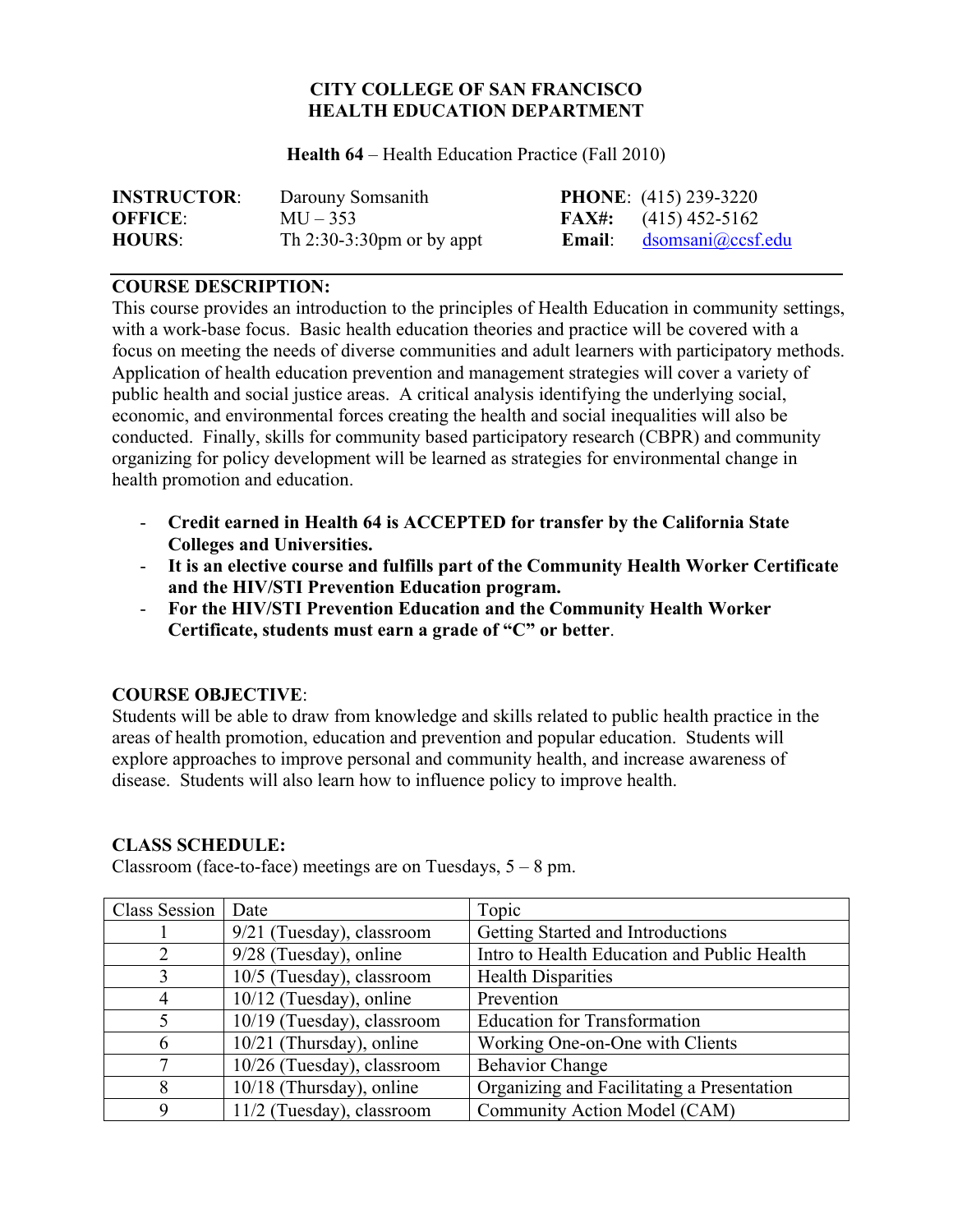**CITY COLLEGE OF SAN FRANCISCO**
**HEALTH EDUCATION DEPARTMENT**

**Health 64** – Health Education Practice (Fall 2010)

| | | | |
|---|---|---|---|
| **INSTRUCTOR**: | Darouny Somsanith | **PHONE**: | (415) 239-3220 |
| **OFFICE**: | MU – 353 | **FAX#:** | (415) 452-5162 |
| **HOURS**: | Th 2:30-3:30pm or by appt | **Email**: | dsomsani@ccsf.edu |

---

**COURSE DESCRIPTION:**

This course provides an introduction to the principles of Health Education in community settings, with a work-base focus. Basic health education theories and practice will be covered with a focus on meeting the needs of diverse communities and adult learners with participatory methods. Application of health education prevention and management strategies will cover a variety of public health and social justice areas. A critical analysis identifying the underlying social, economic, and environmental forces creating the health and social inequalities will also be conducted. Finally, skills for community based participatory research (CBPR) and community organizing for policy development will be learned as strategies for environmental change in health promotion and education.

- **Credit earned in Health 64 is ACCEPTED for transfer by the California State Colleges and Universities.**
- **It is an elective course and fulfills part of the Community Health Worker Certificate and the HIV/STI Prevention Education program.**
- **For the HIV/STI Prevention Education and the Community Health Worker Certificate, students must earn a grade of "C" or better**.

**COURSE OBJECTIVE**:

Students will be able to draw from knowledge and skills related to public health practice in the areas of health promotion, education and prevention and popular education. Students will explore approaches to improve personal and community health, and increase awareness of disease. Students will also learn how to influence policy to improve health.

**CLASS SCHEDULE:**

Classroom (face-to-face) meetings are on Tuesdays, 5 – 8 pm.

| Class Session | Date | Topic |
|---|---|---|
| 1 | 9/21 (Tuesday), classroom | Getting Started and Introductions |
| 2 | 9/28 (Tuesday), online | Intro to Health Education and Public Health |
| 3 | 10/5 (Tuesday), classroom | Health Disparities |
| 4 | 10/12 (Tuesday), online | Prevention |
| 5 | 10/19 (Tuesday), classroom | Education for Transformation |
| 6 | 10/21 (Thursday), online | Working One-on-One with Clients |
| 7 | 10/26 (Tuesday), classroom | Behavior Change |
| 8 | 10/18 (Thursday), online | Organizing and Facilitating a Presentation |
| 9 | 11/2 (Tuesday), classroom | Community Action Model (CAM) |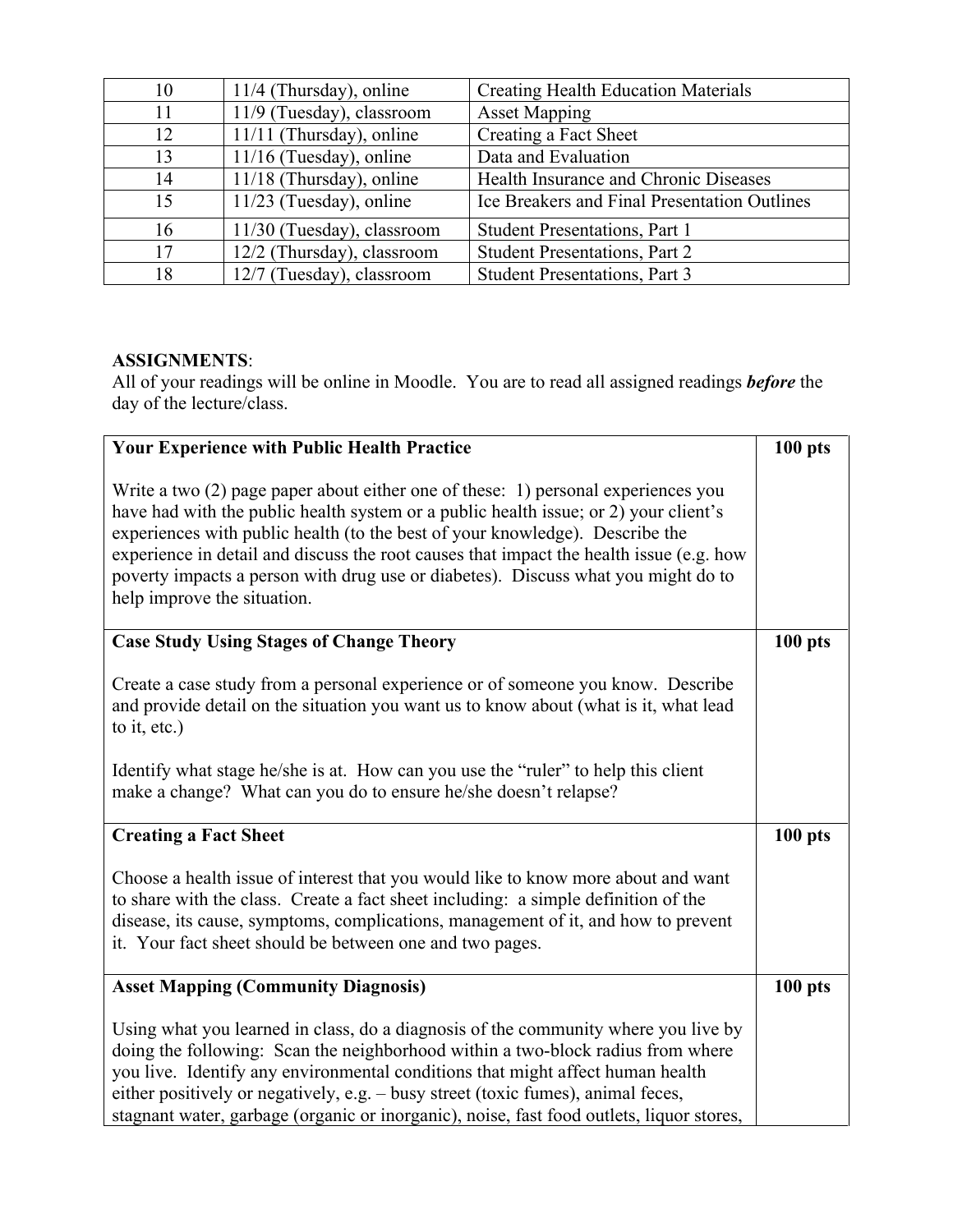| 10 | 11/4 (Thursday), online | Creating Health Education Materials |
|---|---|---|
| 11 | 11/9 (Tuesday), classroom | Asset Mapping |
| 12 | 11/11 (Thursday), online | Creating a Fact Sheet |
| 13 | 11/16 (Tuesday), online | Data and Evaluation |
| 14 | 11/18 (Thursday), online | Health Insurance and Chronic Diseases |
| 15 | 11/23 (Tuesday), online | Ice Breakers and Final Presentation Outlines |
| 16 | 11/30 (Tuesday), classroom | Student Presentations, Part 1 |
| 17 | 12/2 (Thursday), classroom | Student Presentations, Part 2 |
| 18 | 12/7 (Tuesday), classroom | Student Presentations, Part 3 |

**ASSIGNMENTS**:
All of your readings will be online in Moodle. You are to read all assigned readings ***before*** the day of the lecture/class.

| **Your Experience with Public Health Practice**<br><br>Write a two (2) page paper about either one of these: 1) personal experiences you have had with the public health system or a public health issue; or 2) your client's experiences with public health (to the best of your knowledge). Describe the experience in detail and discuss the root causes that impact the health issue (e.g. how poverty impacts a person with drug use or diabetes). Discuss what you might do to help improve the situation. | **100 pts** |
|---|---|
| **Case Study Using Stages of Change Theory**<br><br>Create a case study from a personal experience or of someone you know. Describe and provide detail on the situation you want us to know about (what is it, what lead to it, etc.)<br><br>Identify what stage he/she is at. How can you use the "ruler" to help this client make a change? What can you do to ensure he/she doesn't relapse? | **100 pts** |
| **Creating a Fact Sheet**<br><br>Choose a health issue of interest that you would like to know more about and want to share with the class. Create a fact sheet including: a simple definition of the disease, its cause, symptoms, complications, management of it, and how to prevent it. Your fact sheet should be between one and two pages. | **100 pts** |
| **Asset Mapping (Community Diagnosis)**<br><br>Using what you learned in class, do a diagnosis of the community where you live by doing the following: Scan the neighborhood within a two-block radius from where you live. Identify any environmental conditions that might affect human health either positively or negatively, e.g. – busy street (toxic fumes), animal feces, stagnant water, garbage (organic or inorganic), noise, fast food outlets, liquor stores, | **100 pts** |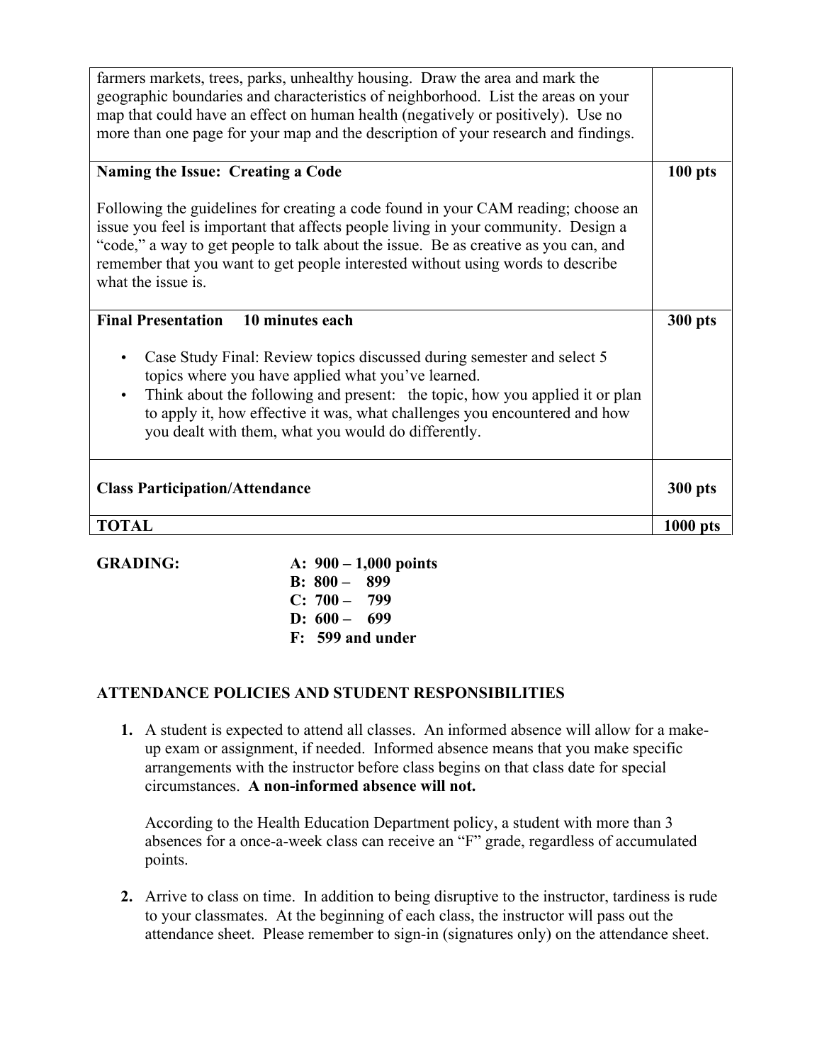| | |
|---|---|
| farmers markets, trees, parks, unhealthy housing. Draw the area and mark the geographic boundaries and characteristics of neighborhood. List the areas on your map that could have an effect on human health (negatively or positively). Use no more than one page for your map and the description of your research and findings. | |
| **Naming the Issue: Creating a Code**<br><br>Following the guidelines for creating a code found in your CAM reading; choose an issue you feel is important that affects people living in your community. Design a "code," a way to get people to talk about the issue. Be as creative as you can, and remember that you want to get people interested without using words to describe what the issue is. | **100 pts** |
| **Final Presentation 10 minutes each**<br><br>• Case Study Final: Review topics discussed during semester and select 5 topics where you have applied what you've learned.<br>• Think about the following and present: the topic, how you applied it or plan to apply it, how effective it was, what challenges you encountered and how you dealt with them, what you would do differently. | **300 pts** |
| **Class Participation/Attendance** | **300 pts** |
| **TOTAL** | **1000 pts** |

**GRADING:**

**A: 900 – 1,000 points**
**B: 800 – 899**
**C: 700 – 799**
**D: 600 – 699**
**F: 599 and under**

## ATTENDANCE POLICIES AND STUDENT RESPONSIBILITIES

1. A student is expected to attend all classes. An informed absence will allow for a make-up exam or assignment, if needed. Informed absence means that you make specific arrangements with the instructor before class begins on that class date for special circumstances. **A non-informed absence will not.**

   According to the Health Education Department policy, a student with more than 3 absences for a once-a-week class can receive an "F" grade, regardless of accumulated points.

2. Arrive to class on time. In addition to being disruptive to the instructor, tardiness is rude to your classmates. At the beginning of each class, the instructor will pass out the attendance sheet. Please remember to sign-in (signatures only) on the attendance sheet.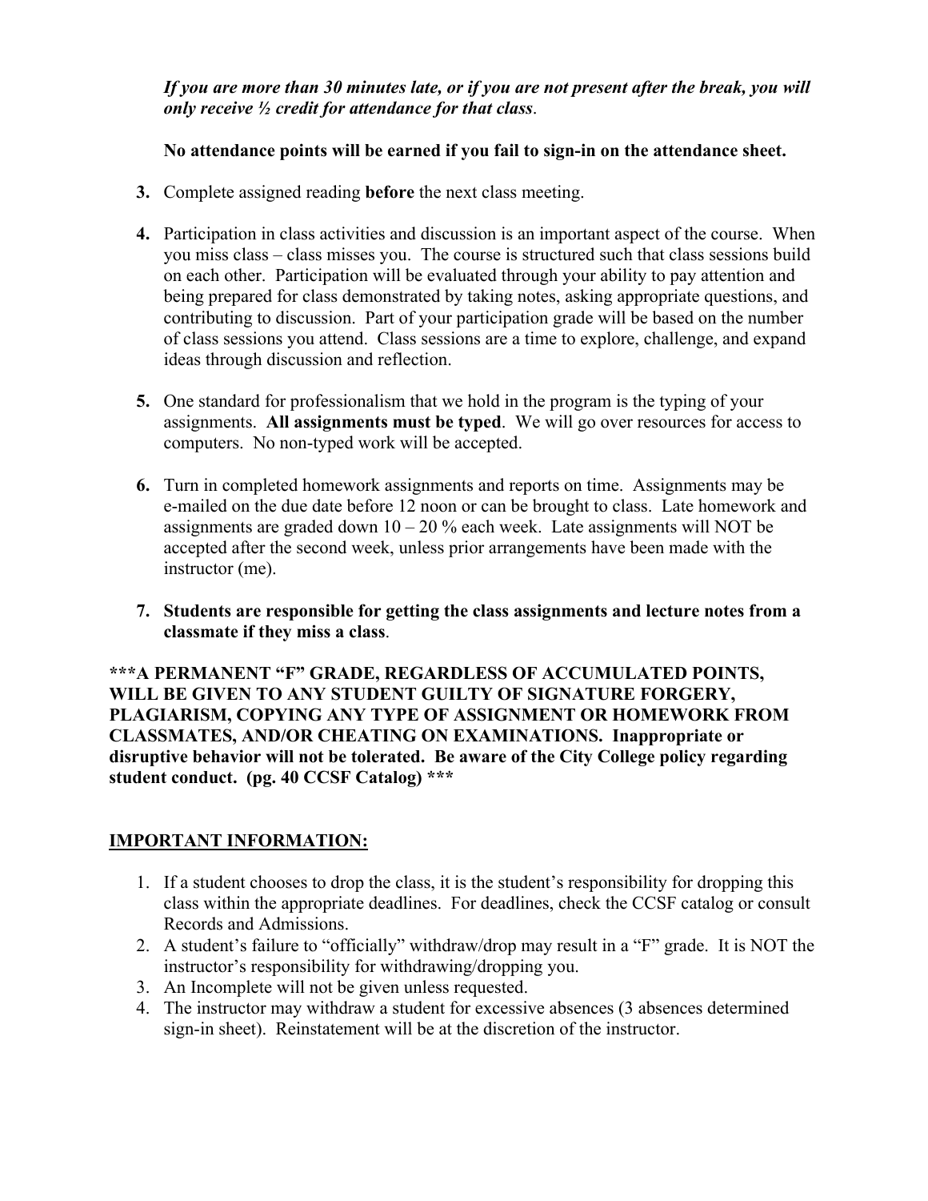***If you are more than 30 minutes late, or if you are not present after the break, you will only receive ½ credit for attendance for that class*.**

**No attendance points will be earned if you fail to sign-in on the attendance sheet.**

3. Complete assigned reading **before** the next class meeting.

4. Participation in class activities and discussion is an important aspect of the course. When you miss class – class misses you. The course is structured such that class sessions build on each other. Participation will be evaluated through your ability to pay attention and being prepared for class demonstrated by taking notes, asking appropriate questions, and contributing to discussion. Part of your participation grade will be based on the number of class sessions you attend. Class sessions are a time to explore, challenge, and expand ideas through discussion and reflection.

5. One standard for professionalism that we hold in the program is the typing of your assignments. **All assignments must be typed**. We will go over resources for access to computers. No non-typed work will be accepted.

6. Turn in completed homework assignments and reports on time. Assignments may be e-mailed on the due date before 12 noon or can be brought to class. Late homework and assignments are graded down 10 – 20 % each week. Late assignments will NOT be accepted after the second week, unless prior arrangements have been made with the instructor (me).

7. **Students are responsible for getting the class assignments and lecture notes from a classmate if they miss a class**.

**\*\*\*A PERMANENT "F" GRADE, REGARDLESS OF ACCUMULATED POINTS, WILL BE GIVEN TO ANY STUDENT GUILTY OF SIGNATURE FORGERY, PLAGIARISM, COPYING ANY TYPE OF ASSIGNMENT OR HOMEWORK FROM CLASSMATES, AND/OR CHEATING ON EXAMINATIONS. Inappropriate or disruptive behavior will not be tolerated. Be aware of the City College policy regarding student conduct. (pg. 40 CCSF Catalog) \*\*\***

## IMPORTANT INFORMATION:

1. If a student chooses to drop the class, it is the student's responsibility for dropping this class within the appropriate deadlines. For deadlines, check the CCSF catalog or consult Records and Admissions.
2. A student's failure to "officially" withdraw/drop may result in a "F" grade. It is NOT the instructor's responsibility for withdrawing/dropping you.
3. An Incomplete will not be given unless requested.
4. The instructor may withdraw a student for excessive absences (3 absences determined sign-in sheet). Reinstatement will be at the discretion of the instructor.